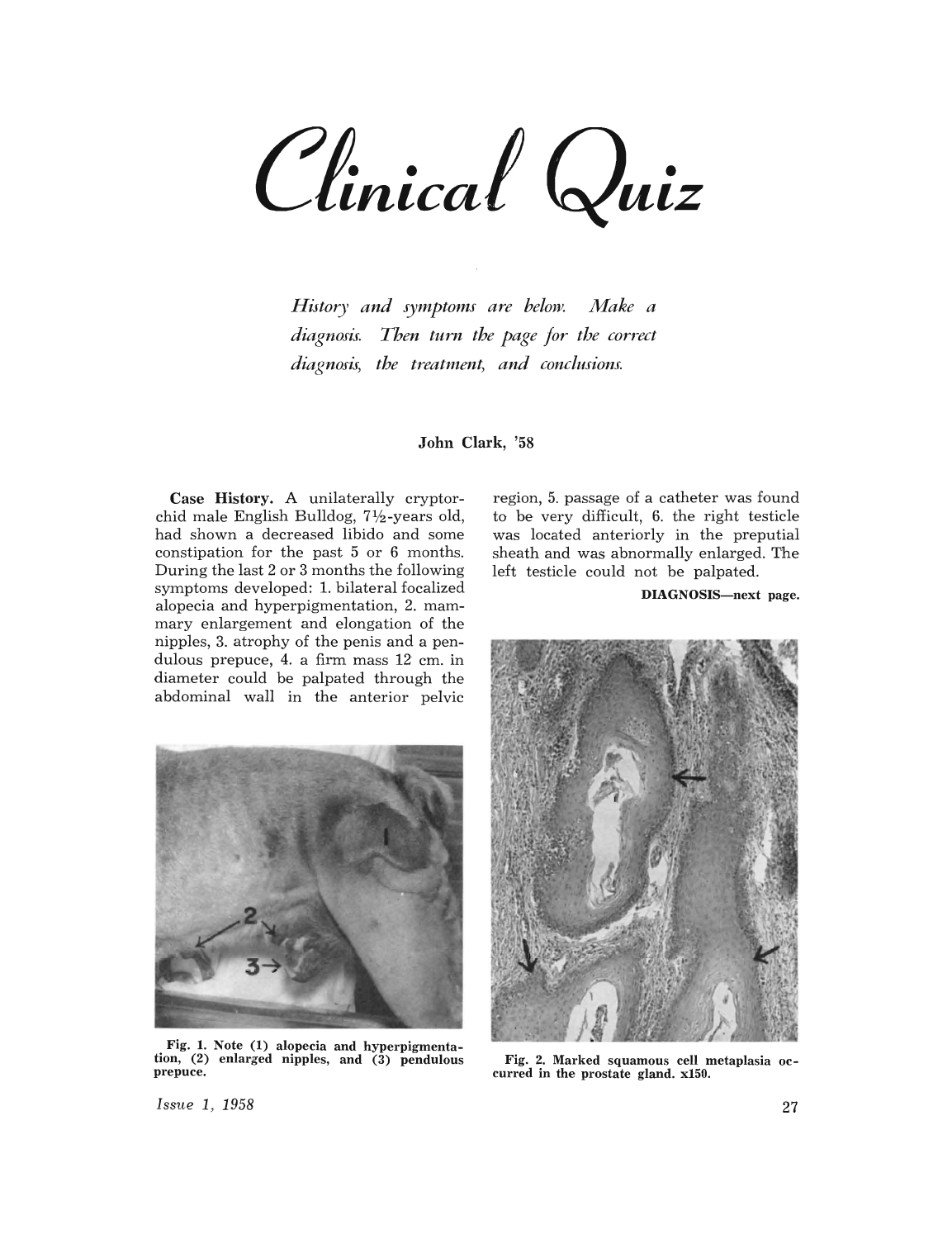# Clinical Quiz

*History and symptoms are below. Make a diagnosis. Then turn the page for the correct diagnosis, the treatment, and conclusions.*

**John Clark, '58**

**Case History.** A unilaterally cryptorchid male English Bulldog, 7½-years old, had shown a decreased libido and some constipation for the past 5 or 6 months. During the last 2 or 3 months the following symptoms developed: 1. bilateral focalized alopecia and hyperpigmentation, 2. mammary enlargement and elongation of the nipples, 3. atrophy of the penis and a pendulous prepuce, 4. a firm mass 12 cm. in diameter could be palpated through the abdominal wall in the anterior pelvic region, 5. passage of a catheter was found to be very difficult, 6. the right testicle was located anteriorly in the preputial sheath and was abnormally enlarged. The left testicle could not be palpated.

**DIAGNOSIS—next page.**

**Fig. 1.** Note (1) alopecia and hyperpigmentation, (2) enlarged nipples, and (3) pendulous prepuce.

**Fig. 2.** Marked squamous cell metaplasia occurred in the prostate gland. x150.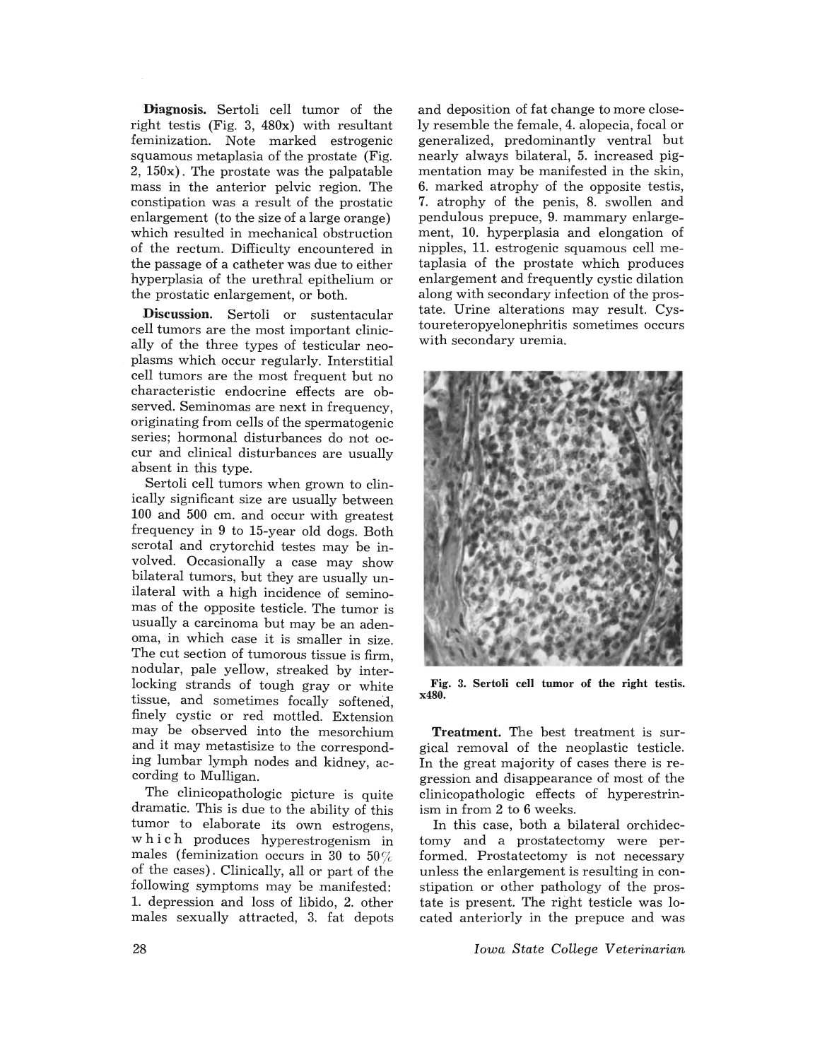**Diagnosis.** Sertoli cell tumor of the right testis (Fig. 3, 480x) with resultant feminization. Note marked estrogenic squamous metaplasia of the prostate (Fig. 2, 150x). The prostate was the palpatable mass in the anterior pelvic region. The constipation was a result of the prostatic enlargement (to the size of a large orange) which resulted in mechanical obstruction of the rectum. Difficulty encountered in the passage of a catheter was due to either hyperplasia of the urethral epithelium or the prostatic enlargement, or both.

**Discussion.** Sertoli or sustentacular cell tumors are the most important clinically of the three types of testicular neoplasms which occur regularly. Interstitial cell tumors are the most frequent but no characteristic endocrine effects are observed. Seminomas are next in frequency, originating from cells of the spermatogenic series; hormonal disturbances do not occur and clinical disturbances are usually absent in this type.

Sertoli cell tumors when grown to clinically significant size are usually between 100 and 500 cm. and occur with greatest frequency in 9 to 15-year old dogs. Both scrotal and crytorchid testes may be involved. Occasionally a case may show bilateral tumors, but they are usually unilateral with a high incidence of seminomas of the opposite testicle. The tumor is usually a carcinoma but may be an adenoma, in which case it is smaller in size. The cut section of tumorous tissue is firm, nodular, pale yellow, streaked by interlocking strands of tough gray or white tissue, and sometimes focally softened, finely cystic or red mottled. Extension may be observed into the mesorchium and it may metastisize to the corresponding lumbar lymph nodes and kidney, according to Mulligan.

The clinicopathologic picture is quite dramatic. This is due to the ability of this tumor to elaborate its own estrogens, which produces hyperestrogenism in males (feminization occurs in 30 to 50% of the cases). Clinically, all or part of the following symptoms may be manifested: 1. depression and loss of libido, 2. other males sexually attracted, 3. fat depots and deposition of fat change to more closely resemble the female, 4. alopecia, focal or generalized, predominantly ventral but nearly always bilateral, 5. increased pigmentation may be manifested in the skin, 6. marked atrophy of the opposite testis, 7. atrophy of the penis, 8. swollen and pendulous prepuce, 9. mammary enlargement, 10. hyperplasia and elongation of nipples, 11. estrogenic squamous cell metaplasia of the prostate which produces enlargement and frequently cystic dilation along with secondary infection of the prostate. Urine alterations may result. Cystoureteropyelonephritis sometimes occurs with secondary uremia.

**Fig. 3. Sertoli cell tumor of the right testis. x480.**

**Treatment.** The best treatment is surgical removal of the neoplastic testicle. In the great majority of cases there is regression and disappearance of most of the clinicopathologic effects of hyperestrinism in from 2 to 6 weeks.

In this case, both a bilateral orchidectomy and a prostatectomy were performed. Prostatectomy is not necessary unless the enlargement is resulting in constipation or other pathology of the prostate is present. The right testicle was located anteriorly in the prepuce and was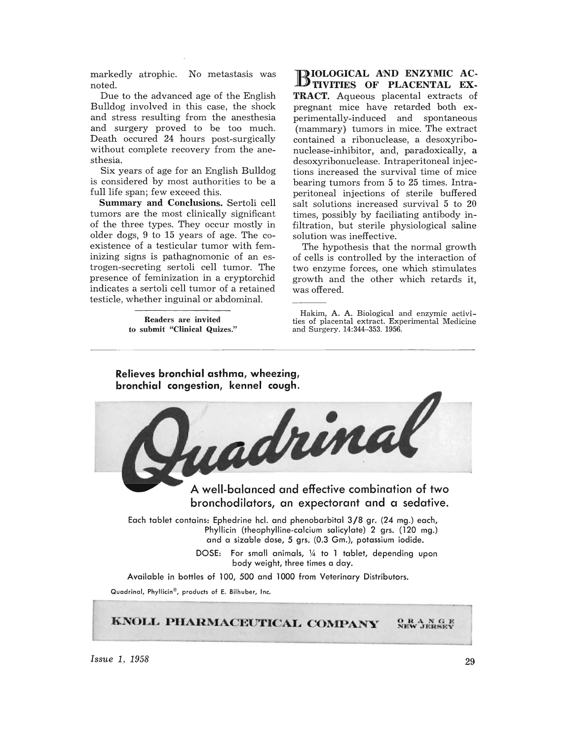markedly atrophic. No metastasis was noted.

Due to the advanced age of the English Bulldog involved in this case, the shock and stress resulting from the anesthesia and surgery proved to be too much. Death occured 24 hours post-surgically without complete recovery from the anesthesia.

Six years of age for an English Bulldog is considered by most authorities to be a full life span; few exceed this.

**Summary and Conclusions.** Sertoli cell tumors are the most clinically significant of the three types. They occur mostly in older dogs, 9 to 15 years of age. The coexistence of a testicular tumor with feminizing signs is pathagnomonic of an estrogen-secreting sertoli cell tumor. The presence of feminization in a cryptorchid indicates a sertoli cell tumor of a retained testicle, whether inguinal or abdominal.

**Readers are invited to submit "Clinical Quizes."**

---

**BIOLOGICAL AND ENZYMIC ACTIVITIES OF PLACENTAL EXTRACT.** Aqueous placental extracts of pregnant mice have retarded both experimentally-induced and spontaneous (mammary) tumors in mice. The extract contained a ribonuclease, a desoxyribonuclease-inhibitor, and, paradoxically, a desoxyribonuclease. Intraperitoneal injections increased the survival time of mice bearing tumors from 5 to 25 times. Intraperitoneal injections of sterile buffered salt solutions increased survival 5 to 20 times, possibly by faciliating antibody infiltration, but sterile physiological saline solution was ineffective.

The hypothesis that the normal growth of cells is controlled by the interaction of two enzyme forces, one which stimulates growth and the other which retards it, was offered.

Hakim, A. A. Biological and enzymic activities of placental extract. Experimental Medicine and Surgery. 14:344–353. 1956.

---

**Relieves bronchial asthma, wheezing, bronchial congestion, kennel cough.**

# Quadrinal

**A well-balanced and effective combination of two bronchodilators, an expectorant and a sedative.**

Each tablet contains: Ephedrine hcl. and phenobarbital 3/8 gr. (24 mg.) each, Phyllicin (theophylline-calcium salicylate) 2 grs. (120 mg.) and a sizable dose, 5 grs. (0.3 Gm.), potassium iodide.

DOSE: For small animals, ¼ to 1 tablet, depending upon body weight, three times a day.

Available in bottles of 100, 500 and 1000 from Veterinary Distributors.

Quadrinal, Phyllicin®, products of E. Bilhuber, Inc.

**KNOLL PHARMACEUTICAL COMPANY** ORANGE NEW JERSEY